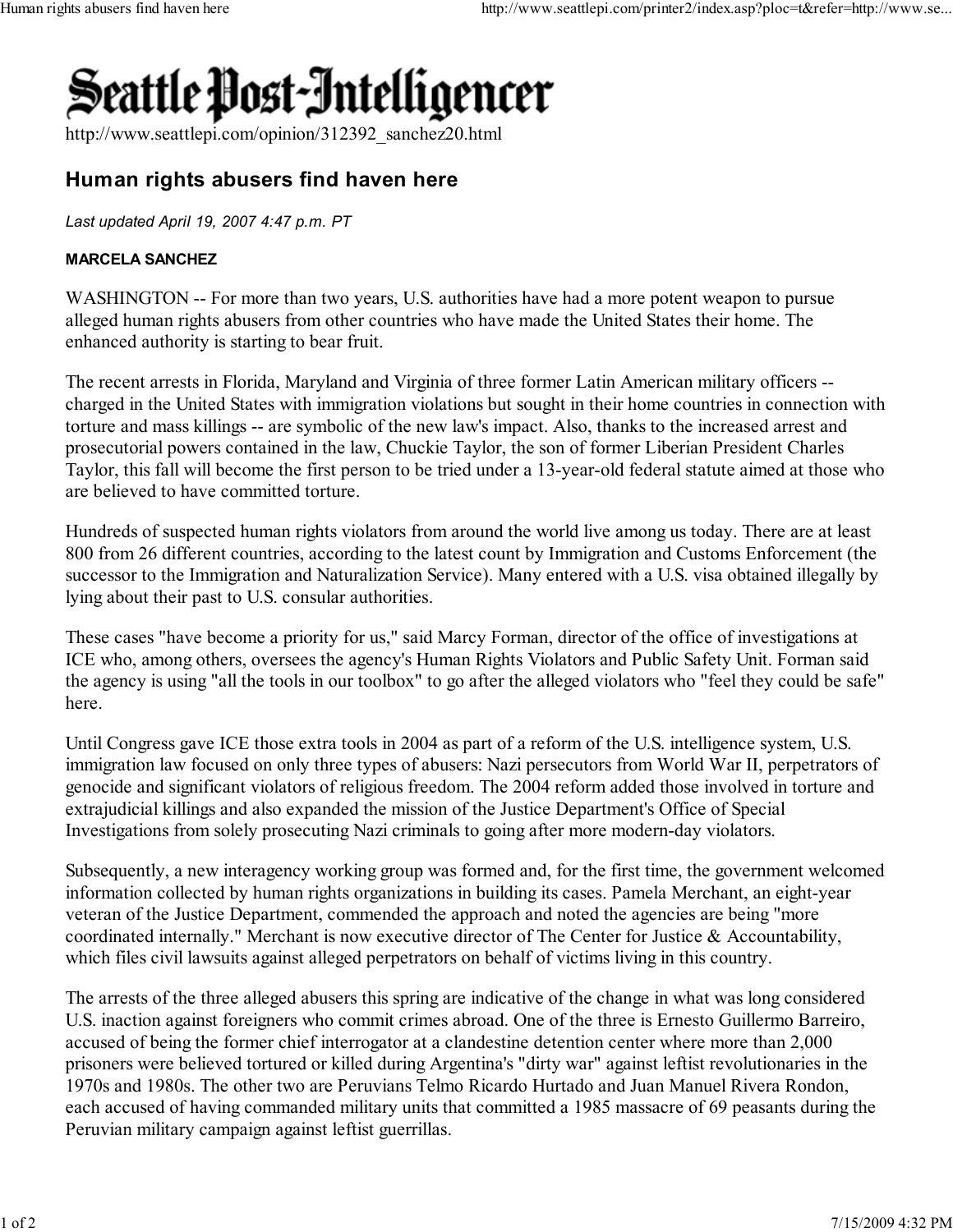# Seattle Post-Intelligencer

http://www.seattlepi.com/opinion/312392_sanchez20.html

## Human rights abusers find haven here

*Last updated April 19, 2007 4:47 p.m. PT*

**MARCELA SANCHEZ**

WASHINGTON -- For more than two years, U.S. authorities have had a more potent weapon to pursue alleged human rights abusers from other countries who have made the United States their home. The enhanced authority is starting to bear fruit.

The recent arrests in Florida, Maryland and Virginia of three former Latin American military officers -- charged in the United States with immigration violations but sought in their home countries in connection with torture and mass killings -- are symbolic of the new law's impact. Also, thanks to the increased arrest and prosecutorial powers contained in the law, Chuckie Taylor, the son of former Liberian President Charles Taylor, this fall will become the first person to be tried under a 13-year-old federal statute aimed at those who are believed to have committed torture.

Hundreds of suspected human rights violators from around the world live among us today. There are at least 800 from 26 different countries, according to the latest count by Immigration and Customs Enforcement (the successor to the Immigration and Naturalization Service). Many entered with a U.S. visa obtained illegally by lying about their past to U.S. consular authorities.

These cases "have become a priority for us," said Marcy Forman, director of the office of investigations at ICE who, among others, oversees the agency's Human Rights Violators and Public Safety Unit. Forman said the agency is using "all the tools in our toolbox" to go after the alleged violators who "feel they could be safe" here.

Until Congress gave ICE those extra tools in 2004 as part of a reform of the U.S. intelligence system, U.S. immigration law focused on only three types of abusers: Nazi persecutors from World War II, perpetrators of genocide and significant violators of religious freedom. The 2004 reform added those involved in torture and extrajudicial killings and also expanded the mission of the Justice Department's Office of Special Investigations from solely prosecuting Nazi criminals to going after more modern-day violators.

Subsequently, a new interagency working group was formed and, for the first time, the government welcomed information collected by human rights organizations in building its cases. Pamela Merchant, an eight-year veteran of the Justice Department, commended the approach and noted the agencies are being "more coordinated internally." Merchant is now executive director of The Center for Justice & Accountability, which files civil lawsuits against alleged perpetrators on behalf of victims living in this country.

The arrests of the three alleged abusers this spring are indicative of the change in what was long considered U.S. inaction against foreigners who commit crimes abroad. One of the three is Ernesto Guillermo Barreiro, accused of being the former chief interrogator at a clandestine detention center where more than 2,000 prisoners were believed tortured or killed during Argentina's "dirty war" against leftist revolutionaries in the 1970s and 1980s. The other two are Peruvians Telmo Ricardo Hurtado and Juan Manuel Rivera Rondon, each accused of having commanded military units that committed a 1985 massacre of 69 peasants during the Peruvian military campaign against leftist guerrillas.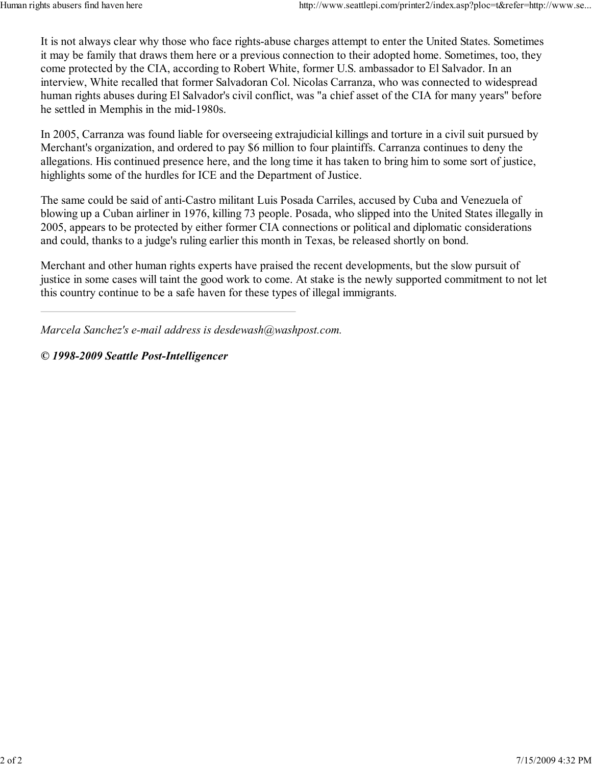It is not always clear why those who face rights-abuse charges attempt to enter the United States. Sometimes it may be family that draws them here or a previous connection to their adopted home. Sometimes, too, they come protected by the CIA, according to Robert White, former U.S. ambassador to El Salvador. In an interview, White recalled that former Salvadoran Col. Nicolas Carranza, who was connected to widespread human rights abuses during El Salvador's civil conflict, was "a chief asset of the CIA for many years" before he settled in Memphis in the mid-1980s.

In 2005, Carranza was found liable for overseeing extrajudicial killings and torture in a civil suit pursued by Merchant's organization, and ordered to pay $6 million to four plaintiffs. Carranza continues to deny the allegations. His continued presence here, and the long time it has taken to bring him to some sort of justice, highlights some of the hurdles for ICE and the Department of Justice.

The same could be said of anti-Castro militant Luis Posada Carriles, accused by Cuba and Venezuela of blowing up a Cuban airliner in 1976, killing 73 people. Posada, who slipped into the United States illegally in 2005, appears to be protected by either former CIA connections or political and diplomatic considerations and could, thanks to a judge's ruling earlier this month in Texas, be released shortly on bond.

Merchant and other human rights experts have praised the recent developments, but the slow pursuit of justice in some cases will taint the good work to come. At stake is the newly supported commitment to not let this country continue to be a safe haven for these types of illegal immigrants.

---

*Marcela Sanchez's e-mail address is desdewash@washpost.com.*

***© 1998-2009 Seattle Post-Intelligencer***